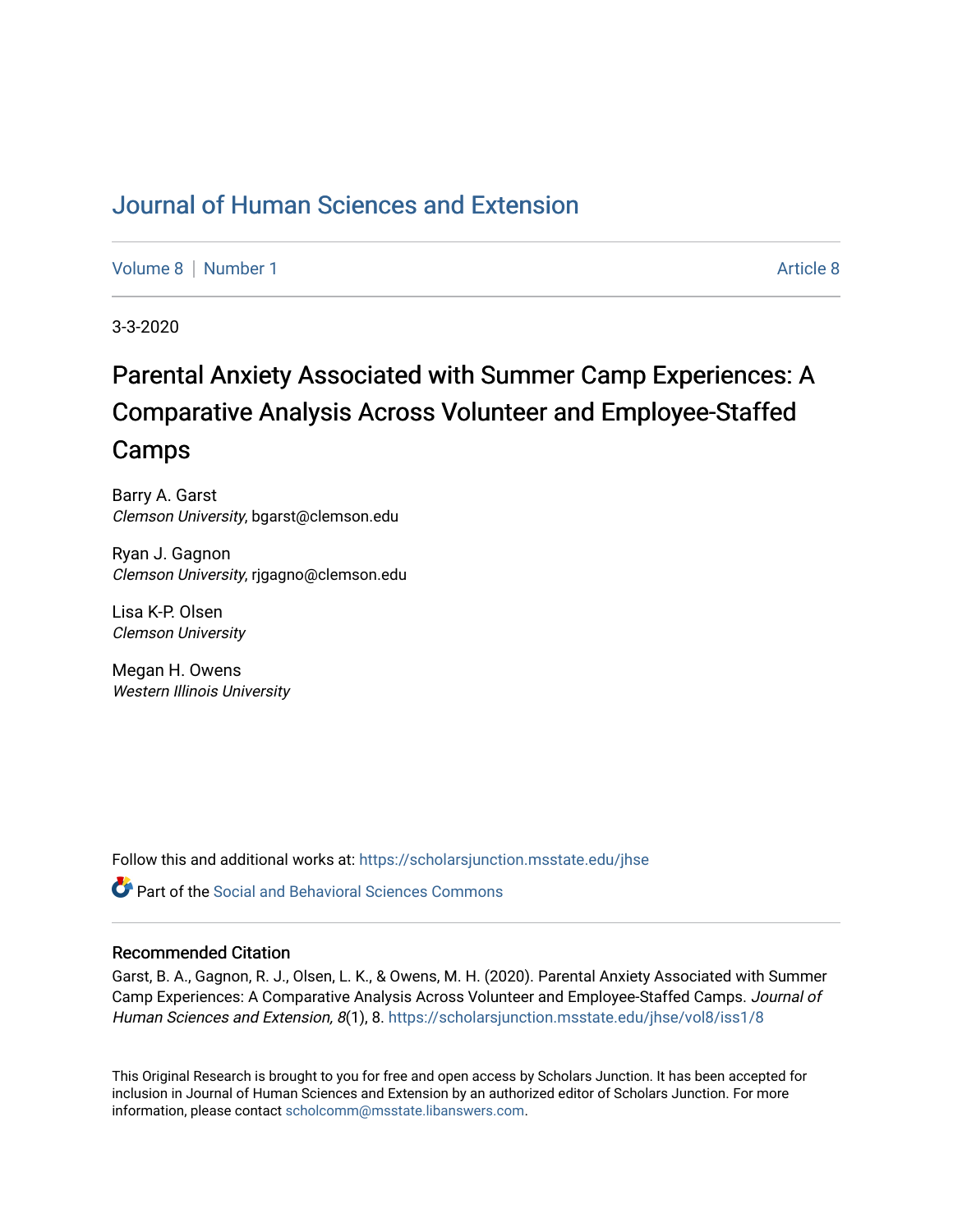# Journal of Human Sciences and Extension

Volume 8 | Number 1 Article 8

3-3-2020

## Parental Anxiety Associated with Summer Camp Experiences: A Comparative Analysis Across Volunteer and Employee-Staffed Camps

Barry A. Garst
*Clemson University*, bgarst@clemson.edu

Ryan J. Gagnon
*Clemson University*, rjgagno@clemson.edu

Lisa K-P. Olsen
*Clemson University*

Megan H. Owens
*Western Illinois University*

Follow this and additional works at: https://scholarsjunction.msstate.edu/jhse

Part of the Social and Behavioral Sciences Commons

### Recommended Citation

Garst, B. A., Gagnon, R. J., Olsen, L. K., & Owens, M. H. (2020). Parental Anxiety Associated with Summer Camp Experiences: A Comparative Analysis Across Volunteer and Employee-Staffed Camps. *Journal of Human Sciences and Extension, 8*(1), 8. https://scholarsjunction.msstate.edu/jhse/vol8/iss1/8

This Original Research is brought to you for free and open access by Scholars Junction. It has been accepted for inclusion in Journal of Human Sciences and Extension by an authorized editor of Scholars Junction. For more information, please contact scholcomm@msstate.libanswers.com.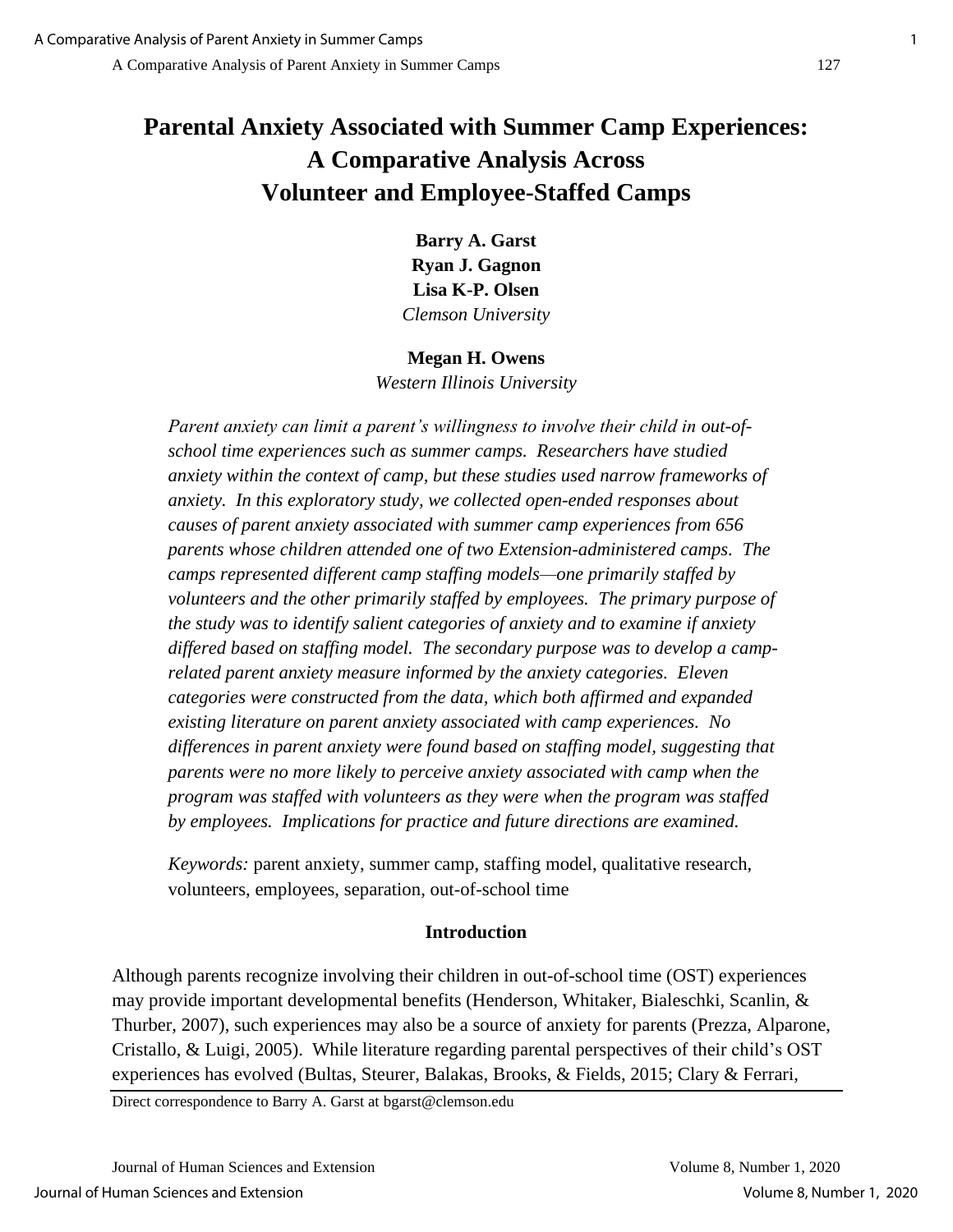# Parental Anxiety Associated with Summer Camp Experiences: A Comparative Analysis Across Volunteer and Employee-Staffed Camps

**Barry A. Garst**
**Ryan J. Gagnon**
**Lisa K-P. Olsen**
*Clemson University*

**Megan H. Owens**
*Western Illinois University*

*Parent anxiety can limit a parent's willingness to involve their child in out-of-school time experiences such as summer camps. Researchers have studied anxiety within the context of camp, but these studies used narrow frameworks of anxiety. In this exploratory study, we collected open-ended responses about causes of parent anxiety associated with summer camp experiences from 656 parents whose children attended one of two Extension-administered camps. The camps represented different camp staffing models—one primarily staffed by volunteers and the other primarily staffed by employees. The primary purpose of the study was to identify salient categories of anxiety and to examine if anxiety differed based on staffing model. The secondary purpose was to develop a camp-related parent anxiety measure informed by the anxiety categories. Eleven categories were constructed from the data, which both affirmed and expanded existing literature on parent anxiety associated with camp experiences. No differences in parent anxiety were found based on staffing model, suggesting that parents were no more likely to perceive anxiety associated with camp when the program was staffed with volunteers as they were when the program was staffed by employees. Implications for practice and future directions are examined.*

*Keywords:* parent anxiety, summer camp, staffing model, qualitative research, volunteers, employees, separation, out-of-school time

## Introduction

Although parents recognize involving their children in out-of-school time (OST) experiences may provide important developmental benefits (Henderson, Whitaker, Bialeschki, Scanlin, & Thurber, 2007), such experiences may also be a source of anxiety for parents (Prezza, Alparone, Cristallo, & Luigi, 2005). While literature regarding parental perspectives of their child's OST experiences has evolved (Bultas, Steurer, Balakas, Brooks, & Fields, 2015; Clary & Ferrari,

Direct correspondence to Barry A. Garst at bgarst@clemson.edu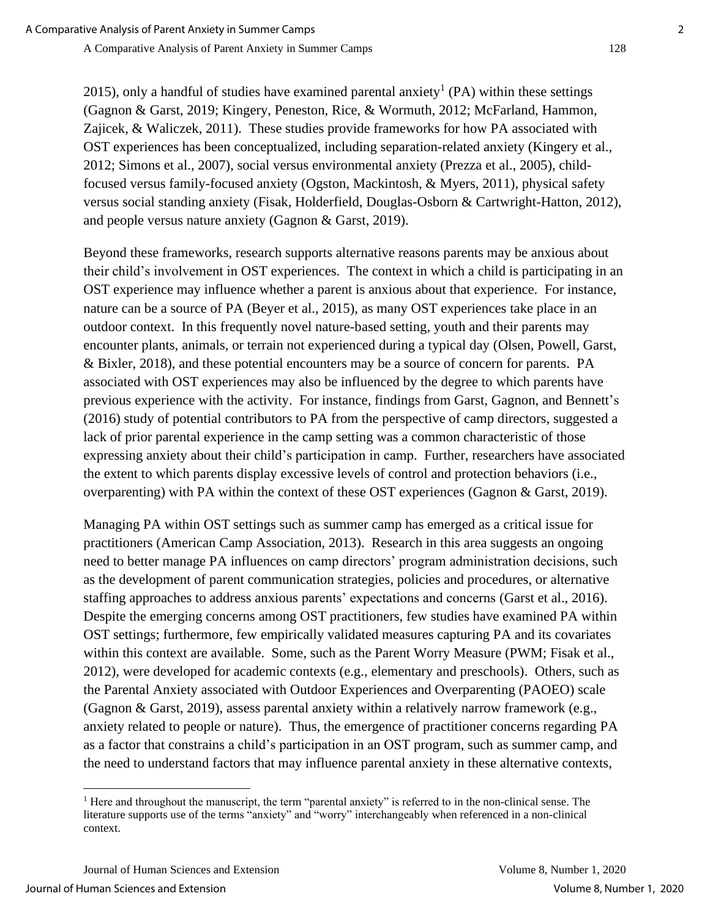2015), only a handful of studies have examined parental anxiety[1] (PA) within these settings (Gagnon & Garst, 2019; Kingery, Peneston, Rice, & Wormuth, 2012; McFarland, Hammon, Zajicek, & Waliczek, 2011). These studies provide frameworks for how PA associated with OST experiences has been conceptualized, including separation-related anxiety (Kingery et al., 2012; Simons et al., 2007), social versus environmental anxiety (Prezza et al., 2005), child-focused versus family-focused anxiety (Ogston, Mackintosh, & Myers, 2011), physical safety versus social standing anxiety (Fisak, Holderfield, Douglas-Osborn & Cartwright-Hatton, 2012), and people versus nature anxiety (Gagnon & Garst, 2019).

Beyond these frameworks, research supports alternative reasons parents may be anxious about their child's involvement in OST experiences. The context in which a child is participating in an OST experience may influence whether a parent is anxious about that experience. For instance, nature can be a source of PA (Beyer et al., 2015), as many OST experiences take place in an outdoor context. In this frequently novel nature-based setting, youth and their parents may encounter plants, animals, or terrain not experienced during a typical day (Olsen, Powell, Garst, & Bixler, 2018), and these potential encounters may be a source of concern for parents. PA associated with OST experiences may also be influenced by the degree to which parents have previous experience with the activity. For instance, findings from Garst, Gagnon, and Bennett's (2016) study of potential contributors to PA from the perspective of camp directors, suggested a lack of prior parental experience in the camp setting was a common characteristic of those expressing anxiety about their child's participation in camp. Further, researchers have associated the extent to which parents display excessive levels of control and protection behaviors (i.e., overparenting) with PA within the context of these OST experiences (Gagnon & Garst, 2019).

Managing PA within OST settings such as summer camp has emerged as a critical issue for practitioners (American Camp Association, 2013). Research in this area suggests an ongoing need to better manage PA influences on camp directors' program administration decisions, such as the development of parent communication strategies, policies and procedures, or alternative staffing approaches to address anxious parents' expectations and concerns (Garst et al., 2016). Despite the emerging concerns among OST practitioners, few studies have examined PA within OST settings; furthermore, few empirically validated measures capturing PA and its covariates within this context are available. Some, such as the Parent Worry Measure (PWM; Fisak et al., 2012), were developed for academic contexts (e.g., elementary and preschools). Others, such as the Parental Anxiety associated with Outdoor Experiences and Overparenting (PAOEO) scale (Gagnon & Garst, 2019), assess parental anxiety within a relatively narrow framework (e.g., anxiety related to people or nature). Thus, the emergence of practitioner concerns regarding PA as a factor that constrains a child's participation in an OST program, such as summer camp, and the need to understand factors that may influence parental anxiety in these alternative contexts,

[1] Here and throughout the manuscript, the term "parental anxiety" is referred to in the non-clinical sense. The literature supports use of the terms "anxiety" and "worry" interchangeably when referenced in a non-clinical context.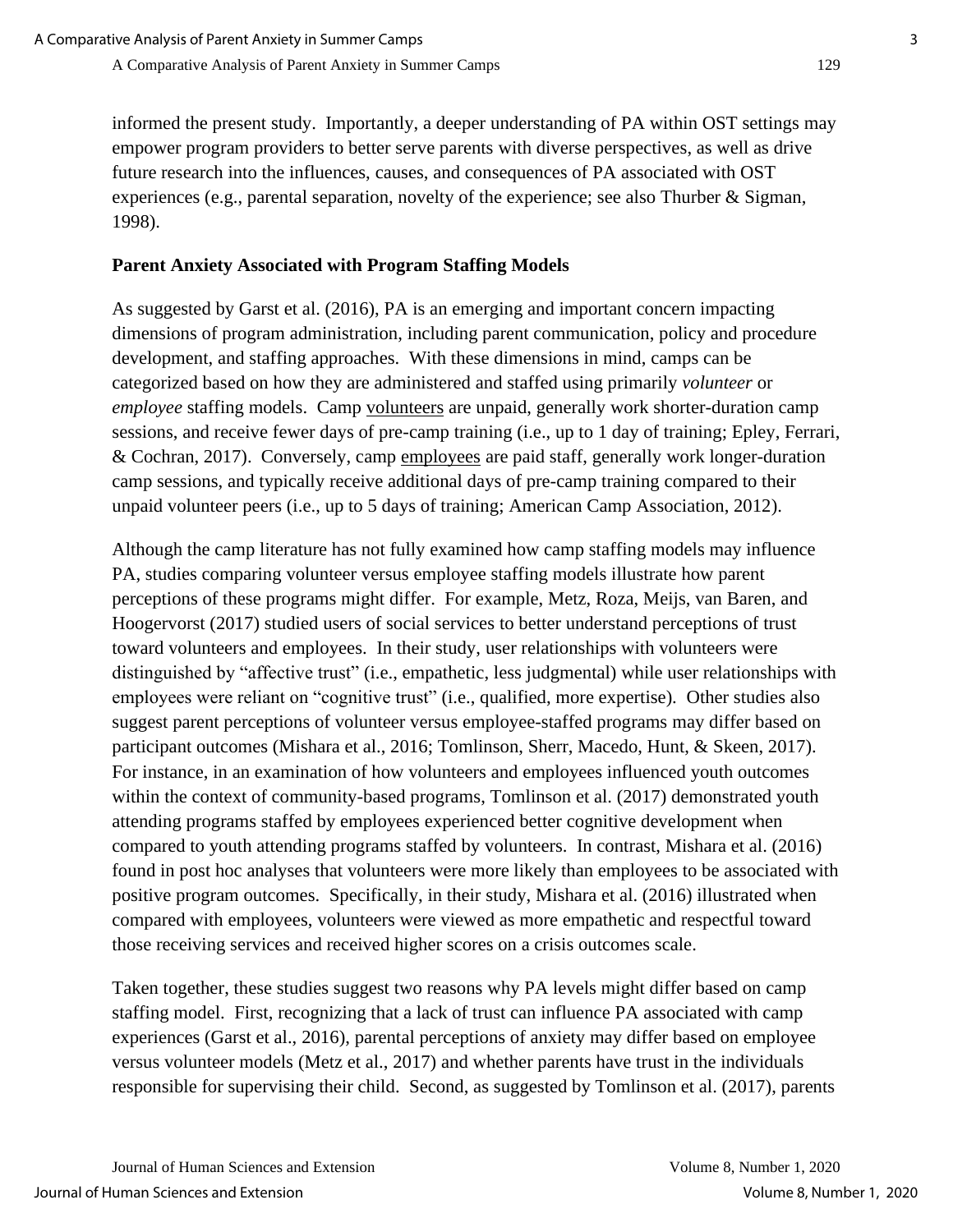informed the present study. Importantly, a deeper understanding of PA within OST settings may empower program providers to better serve parents with diverse perspectives, as well as drive future research into the influences, causes, and consequences of PA associated with OST experiences (e.g., parental separation, novelty of the experience; see also Thurber & Sigman, 1998).

### Parent Anxiety Associated with Program Staffing Models

As suggested by Garst et al. (2016), PA is an emerging and important concern impacting dimensions of program administration, including parent communication, policy and procedure development, and staffing approaches. With these dimensions in mind, camps can be categorized based on how they are administered and staffed using primarily *volunteer* or *employee* staffing models. Camp volunteers are unpaid, generally work shorter-duration camp sessions, and receive fewer days of pre-camp training (i.e., up to 1 day of training; Epley, Ferrari, & Cochran, 2017). Conversely, camp employees are paid staff, generally work longer-duration camp sessions, and typically receive additional days of pre-camp training compared to their unpaid volunteer peers (i.e., up to 5 days of training; American Camp Association, 2012).

Although the camp literature has not fully examined how camp staffing models may influence PA, studies comparing volunteer versus employee staffing models illustrate how parent perceptions of these programs might differ. For example, Metz, Roza, Meijs, van Baren, and Hoogervorst (2017) studied users of social services to better understand perceptions of trust toward volunteers and employees. In their study, user relationships with volunteers were distinguished by "affective trust" (i.e., empathetic, less judgmental) while user relationships with employees were reliant on "cognitive trust" (i.e., qualified, more expertise). Other studies also suggest parent perceptions of volunteer versus employee-staffed programs may differ based on participant outcomes (Mishara et al., 2016; Tomlinson, Sherr, Macedo, Hunt, & Skeen, 2017). For instance, in an examination of how volunteers and employees influenced youth outcomes within the context of community-based programs, Tomlinson et al. (2017) demonstrated youth attending programs staffed by employees experienced better cognitive development when compared to youth attending programs staffed by volunteers. In contrast, Mishara et al. (2016) found in post hoc analyses that volunteers were more likely than employees to be associated with positive program outcomes. Specifically, in their study, Mishara et al. (2016) illustrated when compared with employees, volunteers were viewed as more empathetic and respectful toward those receiving services and received higher scores on a crisis outcomes scale.

Taken together, these studies suggest two reasons why PA levels might differ based on camp staffing model. First, recognizing that a lack of trust can influence PA associated with camp experiences (Garst et al., 2016), parental perceptions of anxiety may differ based on employee versus volunteer models (Metz et al., 2017) and whether parents have trust in the individuals responsible for supervising their child. Second, as suggested by Tomlinson et al. (2017), parents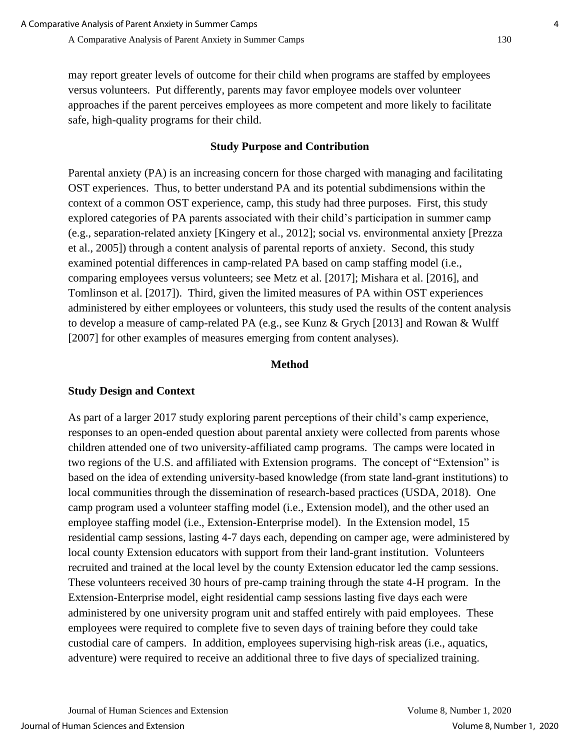may report greater levels of outcome for their child when programs are staffed by employees versus volunteers. Put differently, parents may favor employee models over volunteer approaches if the parent perceives employees as more competent and more likely to facilitate safe, high-quality programs for their child.

## Study Purpose and Contribution

Parental anxiety (PA) is an increasing concern for those charged with managing and facilitating OST experiences. Thus, to better understand PA and its potential subdimensions within the context of a common OST experience, camp, this study had three purposes. First, this study explored categories of PA parents associated with their child's participation in summer camp (e.g., separation-related anxiety [Kingery et al., 2012]; social vs. environmental anxiety [Prezza et al., 2005]) through a content analysis of parental reports of anxiety. Second, this study examined potential differences in camp-related PA based on camp staffing model (i.e., comparing employees versus volunteers; see Metz et al. [2017]; Mishara et al. [2016], and Tomlinson et al. [2017]). Third, given the limited measures of PA within OST experiences administered by either employees or volunteers, this study used the results of the content analysis to develop a measure of camp-related PA (e.g., see Kunz & Grych [2013] and Rowan & Wulff [2007] for other examples of measures emerging from content analyses).

## Method

### Study Design and Context

As part of a larger 2017 study exploring parent perceptions of their child's camp experience, responses to an open-ended question about parental anxiety were collected from parents whose children attended one of two university-affiliated camp programs. The camps were located in two regions of the U.S. and affiliated with Extension programs. The concept of "Extension" is based on the idea of extending university-based knowledge (from state land-grant institutions) to local communities through the dissemination of research-based practices (USDA, 2018). One camp program used a volunteer staffing model (i.e., Extension model), and the other used an employee staffing model (i.e., Extension-Enterprise model). In the Extension model, 15 residential camp sessions, lasting 4-7 days each, depending on camper age, were administered by local county Extension educators with support from their land-grant institution. Volunteers recruited and trained at the local level by the county Extension educator led the camp sessions. These volunteers received 30 hours of pre-camp training through the state 4-H program. In the Extension-Enterprise model, eight residential camp sessions lasting five days each were administered by one university program unit and staffed entirely with paid employees. These employees were required to complete five to seven days of training before they could take custodial care of campers. In addition, employees supervising high-risk areas (i.e., aquatics, adventure) were required to receive an additional three to five days of specialized training.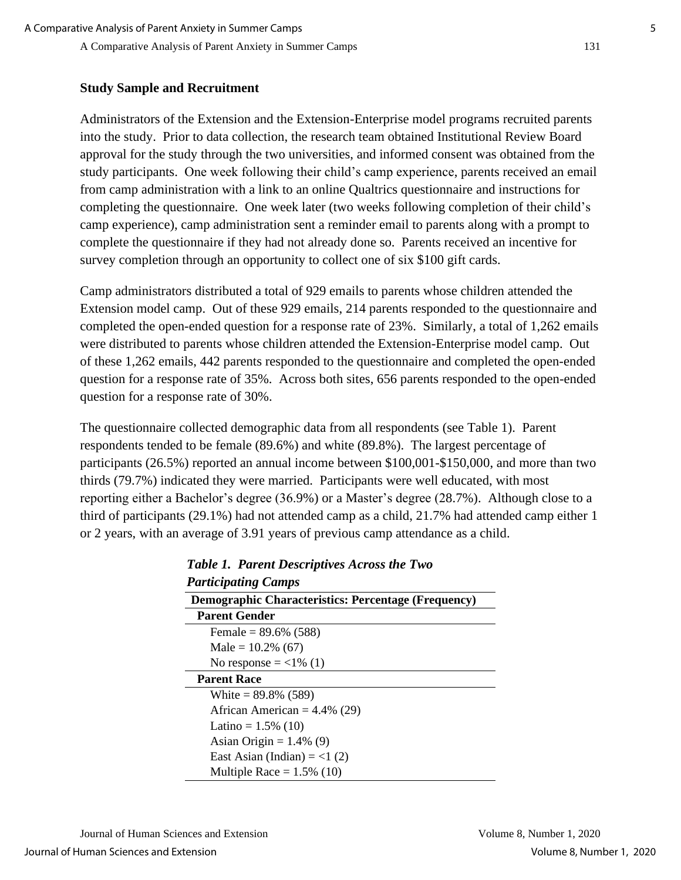### Study Sample and Recruitment

Administrators of the Extension and the Extension-Enterprise model programs recruited parents into the study. Prior to data collection, the research team obtained Institutional Review Board approval for the study through the two universities, and informed consent was obtained from the study participants. One week following their child's camp experience, parents received an email from camp administration with a link to an online Qualtrics questionnaire and instructions for completing the questionnaire. One week later (two weeks following completion of their child's camp experience), camp administration sent a reminder email to parents along with a prompt to complete the questionnaire if they had not already done so. Parents received an incentive for survey completion through an opportunity to collect one of six $100 gift cards.

Camp administrators distributed a total of 929 emails to parents whose children attended the Extension model camp. Out of these 929 emails, 214 parents responded to the questionnaire and completed the open-ended question for a response rate of 23%. Similarly, a total of 1,262 emails were distributed to parents whose children attended the Extension-Enterprise model camp. Out of these 1,262 emails, 442 parents responded to the questionnaire and completed the open-ended question for a response rate of 35%. Across both sites, 656 parents responded to the open-ended question for a response rate of 30%.

The questionnaire collected demographic data from all respondents (see Table 1). Parent respondents tended to be female (89.6%) and white (89.8%). The largest percentage of participants (26.5%) reported an annual income between $100,001-$150,000, and more than two thirds (79.7%) indicated they were married. Participants were well educated, with most reporting either a Bachelor's degree (36.9%) or a Master's degree (28.7%). Although close to a third of participants (29.1%) had not attended camp as a child, 21.7% had attended camp either 1 or 2 years, with an average of 3.91 years of previous camp attendance as a child.

***Table 1. Parent Descriptives Across the Two Participating Camps***

| Demographic Characteristics: Percentage (Frequency) |
|---|
| **Parent Gender** |
| Female = 89.6% (588) |
| Male = 10.2% (67) |
| No response = <1% (1) |
| **Parent Race** |
| White = 89.8% (589) |
| African American = 4.4% (29) |
| Latino = 1.5% (10) |
| Asian Origin = 1.4% (9) |
| East Asian (Indian) = <1 (2) |
| Multiple Race = 1.5% (10) |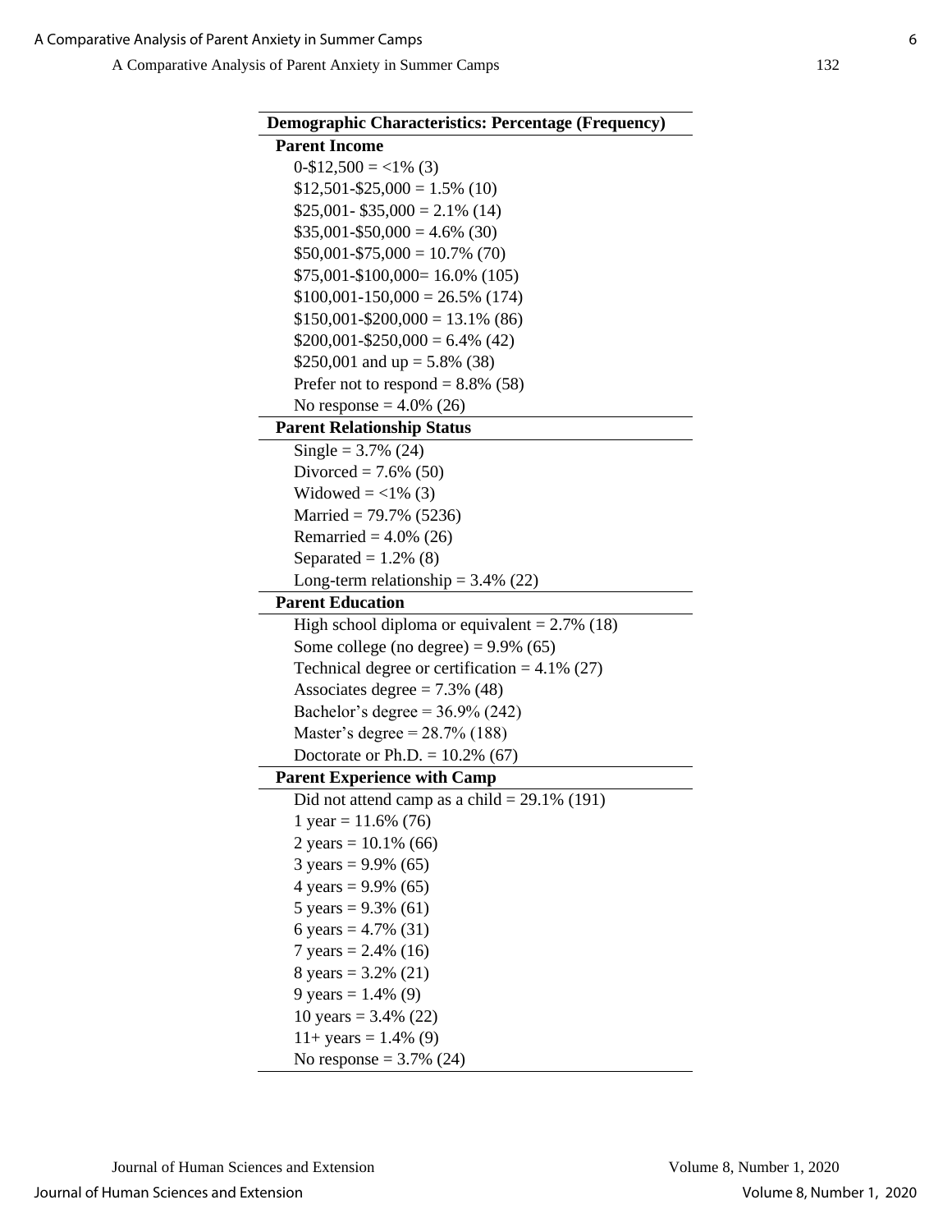| Demographic Characteristics: Percentage (Frequency) |
|---|
| **Parent Income** |
| 0-$12,500 = <1% (3) |
| $12,501-$25,000 = 1.5% (10) |
| $25,001- $35,000 = 2.1% (14) |
| $35,001-$50,000 = 4.6% (30) |
| $50,001-$75,000 = 10.7% (70) |
| $75,001-$100,000= 16.0% (105) |
| $100,001-150,000 = 26.5% (174) |
| $150,001-$200,000 = 13.1% (86) |
| $200,001-$250,000 = 6.4% (42) |
| $250,001 and up = 5.8% (38) |
| Prefer not to respond = 8.8% (58) |
| No response = 4.0% (26) |
| **Parent Relationship Status** |
| Single = 3.7% (24) |
| Divorced = 7.6% (50) |
| Widowed = <1% (3) |
| Married = 79.7% (5236) |
| Remarried = 4.0% (26) |
| Separated = 1.2% (8) |
| Long-term relationship = 3.4% (22) |
| **Parent Education** |
| High school diploma or equivalent = 2.7% (18) |
| Some college (no degree) = 9.9% (65) |
| Technical degree or certification = 4.1% (27) |
| Associates degree = 7.3% (48) |
| Bachelor's degree = 36.9% (242) |
| Master's degree = 28.7% (188) |
| Doctorate or Ph.D. = 10.2% (67) |
| **Parent Experience with Camp** |
| Did not attend camp as a child = 29.1% (191) |
| 1 year = 11.6% (76) |
| 2 years = 10.1% (66) |
| 3 years = 9.9% (65) |
| 4 years = 9.9% (65) |
| 5 years = 9.3% (61) |
| 6 years = 4.7% (31) |
| 7 years = 2.4% (16) |
| 8 years = 3.2% (21) |
| 9 years = 1.4% (9) |
| 10 years = 3.4% (22) |
| 11+ years = 1.4% (9) |
| No response = 3.7% (24) |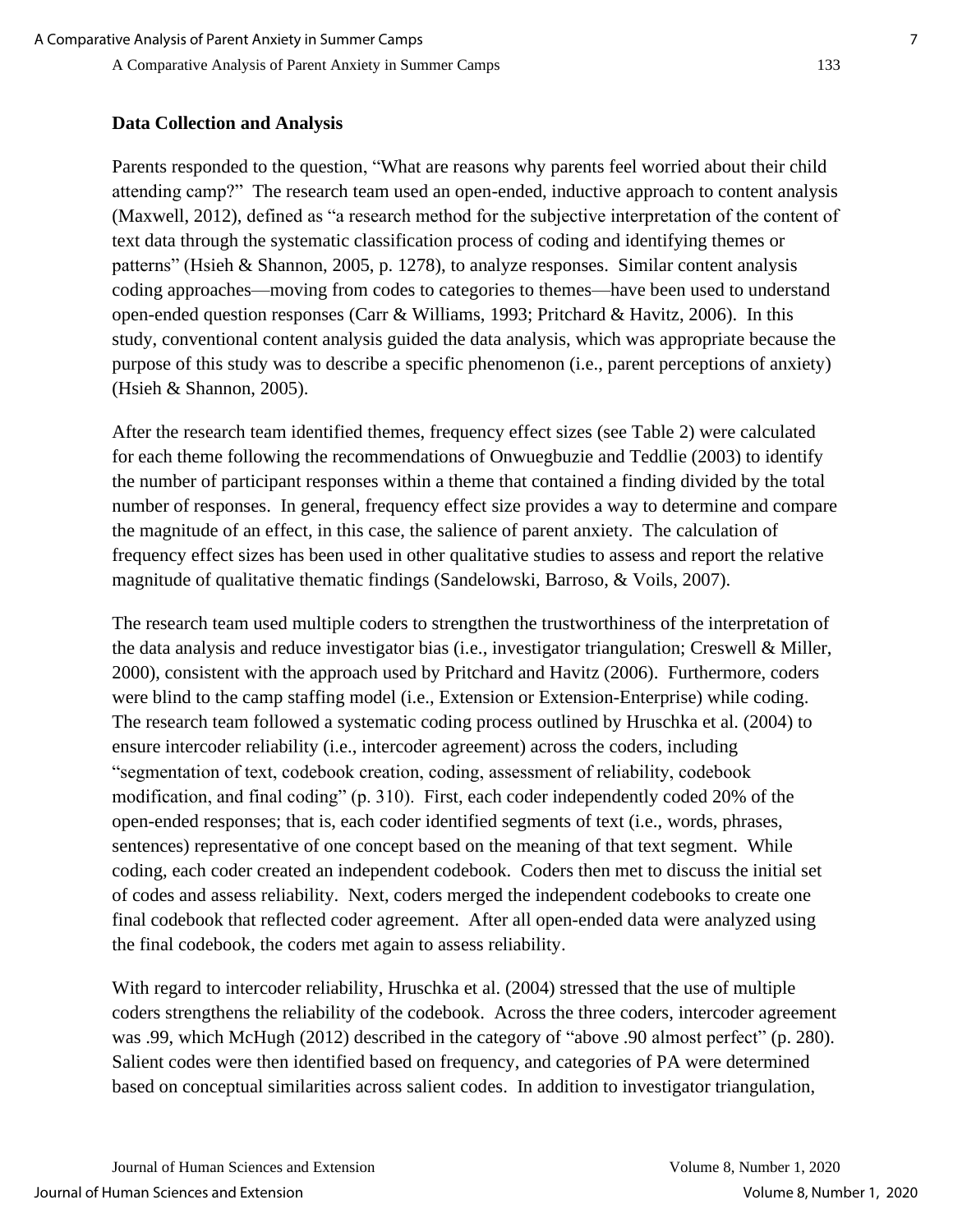**Data Collection and Analysis**

Parents responded to the question, "What are reasons why parents feel worried about their child attending camp?" The research team used an open-ended, inductive approach to content analysis (Maxwell, 2012), defined as "a research method for the subjective interpretation of the content of text data through the systematic classification process of coding and identifying themes or patterns" (Hsieh & Shannon, 2005, p. 1278), to analyze responses. Similar content analysis coding approaches—moving from codes to categories to themes—have been used to understand open-ended question responses (Carr & Williams, 1993; Pritchard & Havitz, 2006). In this study, conventional content analysis guided the data analysis, which was appropriate because the purpose of this study was to describe a specific phenomenon (i.e., parent perceptions of anxiety) (Hsieh & Shannon, 2005).

After the research team identified themes, frequency effect sizes (see Table 2) were calculated for each theme following the recommendations of Onwuegbuzie and Teddlie (2003) to identify the number of participant responses within a theme that contained a finding divided by the total number of responses. In general, frequency effect size provides a way to determine and compare the magnitude of an effect, in this case, the salience of parent anxiety. The calculation of frequency effect sizes has been used in other qualitative studies to assess and report the relative magnitude of qualitative thematic findings (Sandelowski, Barroso, & Voils, 2007).

The research team used multiple coders to strengthen the trustworthiness of the interpretation of the data analysis and reduce investigator bias (i.e., investigator triangulation; Creswell & Miller, 2000), consistent with the approach used by Pritchard and Havitz (2006). Furthermore, coders were blind to the camp staffing model (i.e., Extension or Extension-Enterprise) while coding. The research team followed a systematic coding process outlined by Hruschka et al. (2004) to ensure intercoder reliability (i.e., intercoder agreement) across the coders, including "segmentation of text, codebook creation, coding, assessment of reliability, codebook modification, and final coding" (p. 310). First, each coder independently coded 20% of the open-ended responses; that is, each coder identified segments of text (i.e., words, phrases, sentences) representative of one concept based on the meaning of that text segment. While coding, each coder created an independent codebook. Coders then met to discuss the initial set of codes and assess reliability. Next, coders merged the independent codebooks to create one final codebook that reflected coder agreement. After all open-ended data were analyzed using the final codebook, the coders met again to assess reliability.

With regard to intercoder reliability, Hruschka et al. (2004) stressed that the use of multiple coders strengthens the reliability of the codebook. Across the three coders, intercoder agreement was .99, which McHugh (2012) described in the category of "above .90 almost perfect" (p. 280). Salient codes were then identified based on frequency, and categories of PA were determined based on conceptual similarities across salient codes. In addition to investigator triangulation,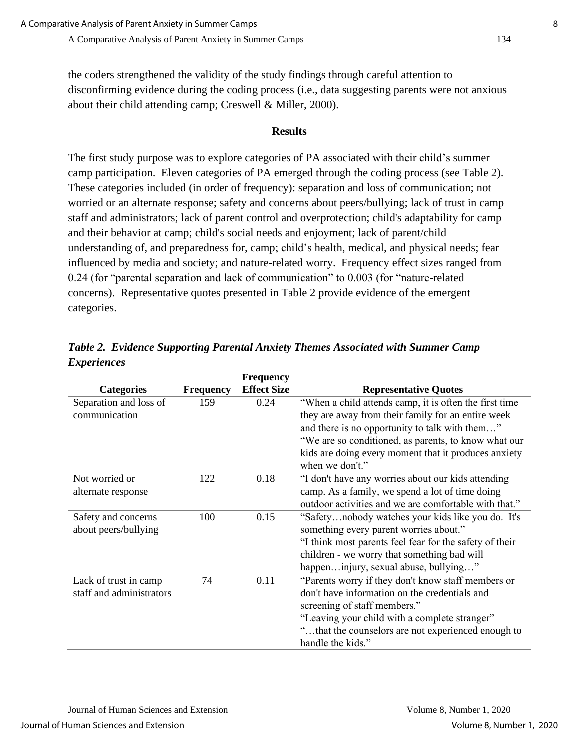the coders strengthened the validity of the study findings through careful attention to disconfirming evidence during the coding process (i.e., data suggesting parents were not anxious about their child attending camp; Creswell & Miller, 2000).

## Results

The first study purpose was to explore categories of PA associated with their child's summer camp participation. Eleven categories of PA emerged through the coding process (see Table 2). These categories included (in order of frequency): separation and loss of communication; not worried or an alternate response; safety and concerns about peers/bullying; lack of trust in camp staff and administrators; lack of parent control and overprotection; child's adaptability for camp and their behavior at camp; child's social needs and enjoyment; lack of parent/child understanding of, and preparedness for, camp; child's health, medical, and physical needs; fear influenced by media and society; and nature-related worry. Frequency effect sizes ranged from 0.24 (for "parental separation and lack of communication" to 0.003 (for "nature-related concerns). Representative quotes presented in Table 2 provide evidence of the emergent categories.

***Table 2. Evidence Supporting Parental Anxiety Themes Associated with Summer Camp Experiences***

| Categories | Frequency | Frequency Effect Size | Representative Quotes |
|---|---|---|---|
| Separation and loss of communication | 159 | 0.24 | "When a child attends camp, it is often the first time they are away from their family for an entire week and there is no opportunity to talk with them…" "We are so conditioned, as parents, to know what our kids are doing every moment that it produces anxiety when we don't." |
| Not worried or alternate response | 122 | 0.18 | "I don't have any worries about our kids attending camp. As a family, we spend a lot of time doing outdoor activities and we are comfortable with that." |
| Safety and concerns about peers/bullying | 100 | 0.15 | "Safety…nobody watches your kids like you do. It's something every parent worries about." "I think most parents feel fear for the safety of their children - we worry that something bad will happen…injury, sexual abuse, bullying…" |
| Lack of trust in camp staff and administrators | 74 | 0.11 | "Parents worry if they don't know staff members or don't have information on the credentials and screening of staff members." "Leaving your child with a complete stranger" "…that the counselors are not experienced enough to handle the kids." |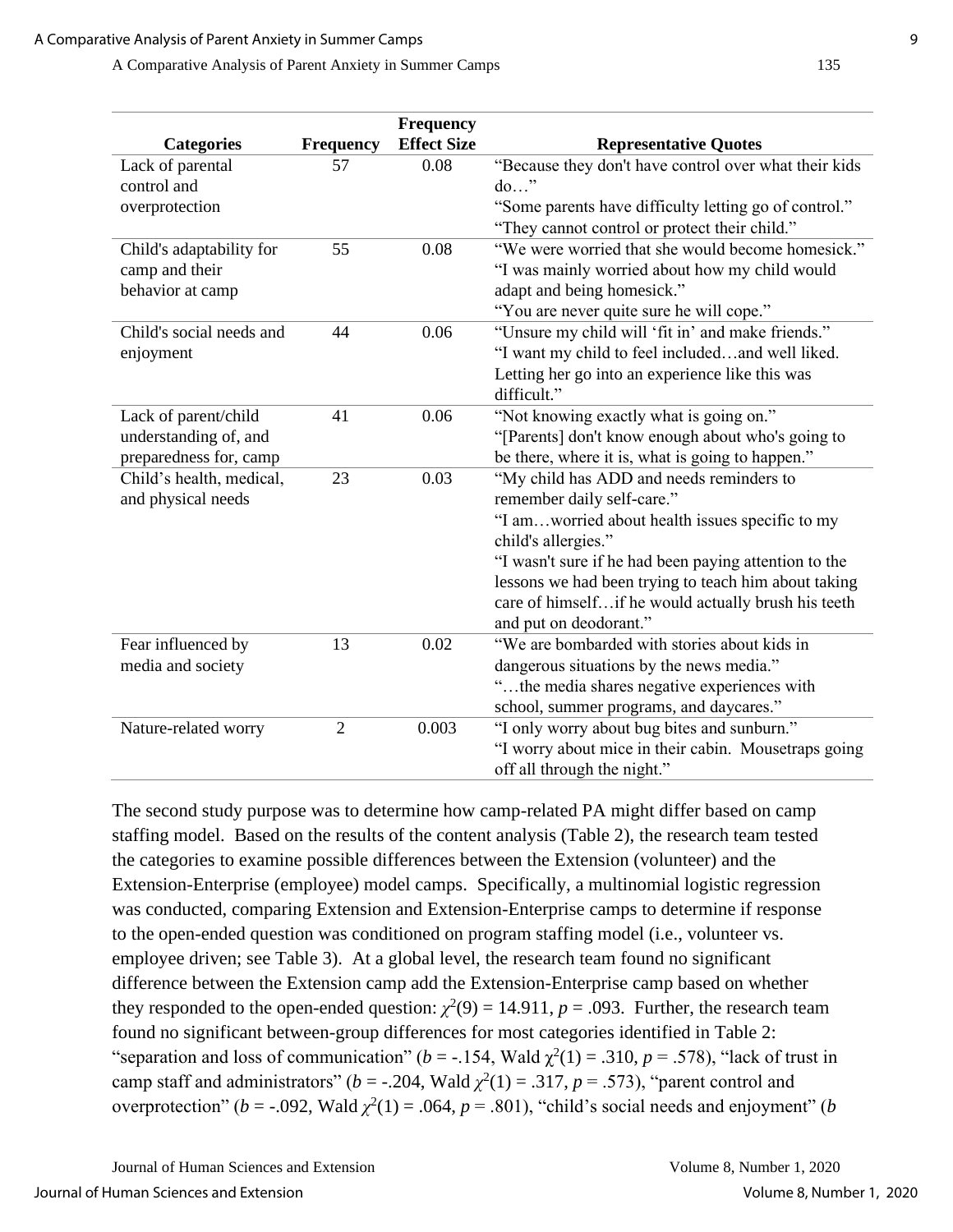| Categories | Frequency | Frequency Effect Size | Representative Quotes |
|---|---|---|---|
| Lack of parental control and overprotection | 57 | 0.08 | "Because they don't have control over what their kids do…" "Some parents have difficulty letting go of control." "They cannot control or protect their child." |
| Child's adaptability for camp and their behavior at camp | 55 | 0.08 | "We were worried that she would become homesick." "I was mainly worried about how my child would adapt and being homesick." "You are never quite sure he will cope." |
| Child's social needs and enjoyment | 44 | 0.06 | "Unsure my child will 'fit in' and make friends." "I want my child to feel included…and well liked. Letting her go into an experience like this was difficult." |
| Lack of parent/child understanding of, and preparedness for, camp | 41 | 0.06 | "Not knowing exactly what is going on." "[Parents] don't know enough about who's going to be there, where it is, what is going to happen." |
| Child's health, medical, and physical needs | 23 | 0.03 | "My child has ADD and needs reminders to remember daily self-care." "I am…worried about health issues specific to my child's allergies." "I wasn't sure if he had been paying attention to the lessons we had been trying to teach him about taking care of himself…if he would actually brush his teeth and put on deodorant." |
| Fear influenced by media and society | 13 | 0.02 | "We are bombarded with stories about kids in dangerous situations by the news media." "…the media shares negative experiences with school, summer programs, and daycares." |
| Nature-related worry | 2 | 0.003 | "I only worry about bug bites and sunburn." "I worry about mice in their cabin. Mousetraps going off all through the night." |

The second study purpose was to determine how camp-related PA might differ based on camp staffing model. Based on the results of the content analysis (Table 2), the research team tested the categories to examine possible differences between the Extension (volunteer) and the Extension-Enterprise (employee) model camps. Specifically, a multinomial logistic regression was conducted, comparing Extension and Extension-Enterprise camps to determine if response to the open-ended question was conditioned on program staffing model (i.e., volunteer vs. employee driven; see Table 3). At a global level, the research team found no significant difference between the Extension camp add the Extension-Enterprise camp based on whether they responded to the open-ended question: $\chi^2(9) = 14.911$, $p = .093$. Further, the research team found no significant between-group differences for most categories identified in Table 2: "separation and loss of communication" ($b = -.154$, Wald $\chi^2(1) = .310$, $p = .578$), "lack of trust in camp staff and administrators" ($b = -.204$, Wald $\chi^2(1) = .317$, $p = .573$), "parent control and overprotection" ($b = -.092$, Wald $\chi^2(1) = .064$, $p = .801$), "child's social needs and enjoyment" ($b$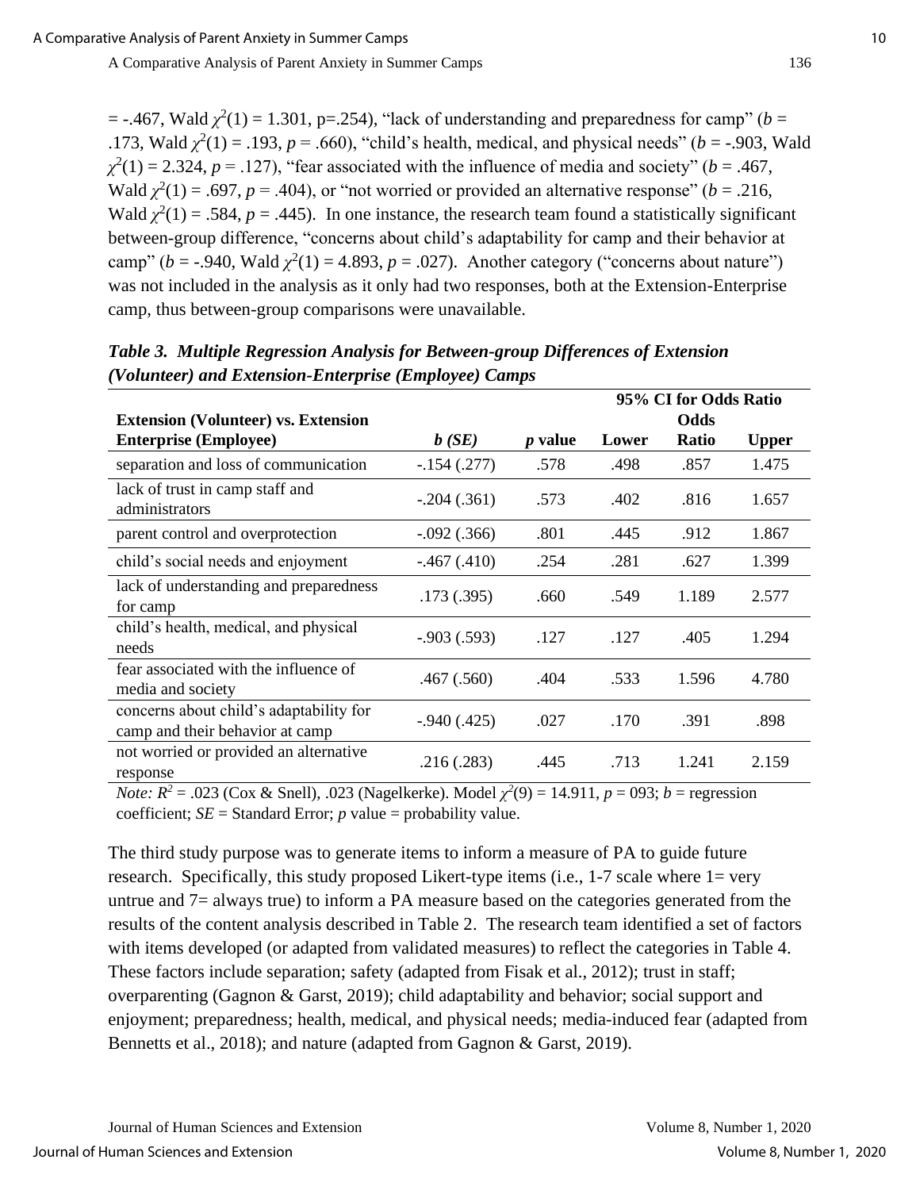= -.467, Wald $\chi^2(1)$ = 1.301, p=.254), "lack of understanding and preparedness for camp" ($b$ = .173, Wald $\chi^2(1)$ = .193, $p$ = .660), "child's health, medical, and physical needs" ($b$ = -.903, Wald $\chi^2(1)$ = 2.324, $p$ = .127), "fear associated with the influence of media and society" ($b$ = .467, Wald $\chi^2(1)$ = .697, $p$ = .404), or "not worried or provided an alternative response" ($b$ = .216, Wald $\chi^2(1)$ = .584, $p$ = .445). In one instance, the research team found a statistically significant between-group difference, "concerns about child's adaptability for camp and their behavior at camp" ($b$ = -.940, Wald $\chi^2(1)$ = 4.893, $p$ = .027). Another category ("concerns about nature") was not included in the analysis as it only had two responses, both at the Extension-Enterprise camp, thus between-group comparisons were unavailable.

***Table 3. Multiple Regression Analysis for Between-group Differences of Extension (Volunteer) and Extension-Enterprise (Employee) Camps***

| | | | 95% CI for Odds Ratio | | |
|---|---|---|---|---|---|
| **Extension (Volunteer) vs. Extension Enterprise (Employee)** | ***b (SE)*** | ***p* value** | **Lower** | **Odds Ratio** | **Upper** |
| separation and loss of communication | -.154 (.277) | .578 | .498 | .857 | 1.475 |
| lack of trust in camp staff and administrators | -.204 (.361) | .573 | .402 | .816 | 1.657 |
| parent control and overprotection | -.092 (.366) | .801 | .445 | .912 | 1.867 |
| child's social needs and enjoyment | -.467 (.410) | .254 | .281 | .627 | 1.399 |
| lack of understanding and preparedness for camp | .173 (.395) | .660 | .549 | 1.189 | 2.577 |
| child's health, medical, and physical needs | -.903 (.593) | .127 | .127 | .405 | 1.294 |
| fear associated with the influence of media and society | .467 (.560) | .404 | .533 | 1.596 | 4.780 |
| concerns about child's adaptability for camp and their behavior at camp | -.940 (.425) | .027 | .170 | .391 | .898 |
| not worried or provided an alternative response | .216 (.283) | .445 | .713 | 1.241 | 2.159 |

*Note:* $R^2$ = .023 (Cox & Snell), .023 (Nagelkerke). Model $\chi^2(9)$ = 14.911, $p$ = 093; $b$ = regression coefficient; $SE$ = Standard Error; $p$ value = probability value.

The third study purpose was to generate items to inform a measure of PA to guide future research. Specifically, this study proposed Likert-type items (i.e., 1-7 scale where 1= very untrue and 7= always true) to inform a PA measure based on the categories generated from the results of the content analysis described in Table 2. The research team identified a set of factors with items developed (or adapted from validated measures) to reflect the categories in Table 4. These factors include separation; safety (adapted from Fisak et al., 2012); trust in staff; overparenting (Gagnon & Garst, 2019); child adaptability and behavior; social support and enjoyment; preparedness; health, medical, and physical needs; media-induced fear (adapted from Bennetts et al., 2018); and nature (adapted from Gagnon & Garst, 2019).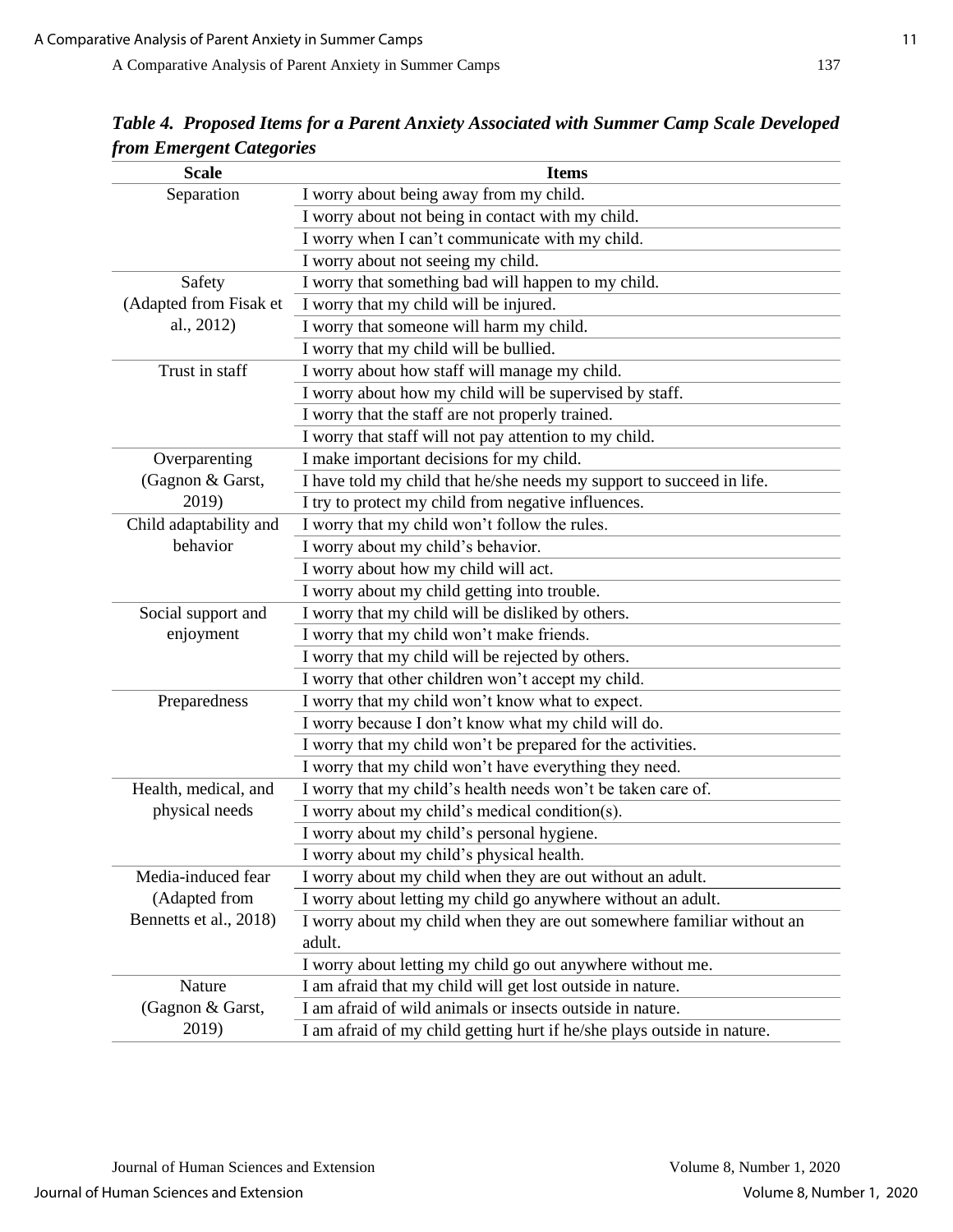***Table 4. Proposed Items for a Parent Anxiety Associated with Summer Camp Scale Developed from Emergent Categories***

| Scale | Items |
|---|---|
| Separation | I worry about being away from my child. |
| | I worry about not being in contact with my child. |
| | I worry when I can't communicate with my child. |
| | I worry about not seeing my child. |
| Safety (Adapted from Fisak et al., 2012) | I worry that something bad will happen to my child. |
| | I worry that my child will be injured. |
| | I worry that someone will harm my child. |
| | I worry that my child will be bullied. |
| Trust in staff | I worry about how staff will manage my child. |
| | I worry about how my child will be supervised by staff. |
| | I worry that the staff are not properly trained. |
| | I worry that staff will not pay attention to my child. |
| Overparenting (Gagnon & Garst, 2019) | I make important decisions for my child. |
| | I have told my child that he/she needs my support to succeed in life. |
| | I try to protect my child from negative influences. |
| Child adaptability and behavior | I worry that my child won't follow the rules. |
| | I worry about my child's behavior. |
| | I worry about how my child will act. |
| | I worry about my child getting into trouble. |
| Social support and enjoyment | I worry that my child will be disliked by others. |
| | I worry that my child won't make friends. |
| | I worry that my child will be rejected by others. |
| | I worry that other children won't accept my child. |
| Preparedness | I worry that my child won't know what to expect. |
| | I worry because I don't know what my child will do. |
| | I worry that my child won't be prepared for the activities. |
| | I worry that my child won't have everything they need. |
| Health, medical, and physical needs | I worry that my child's health needs won't be taken care of. |
| | I worry about my child's medical condition(s). |
| | I worry about my child's personal hygiene. |
| | I worry about my child's physical health. |
| Media-induced fear (Adapted from Bennetts et al., 2018) | I worry about my child when they are out without an adult. |
| | I worry about letting my child go anywhere without an adult. |
| | I worry about my child when they are out somewhere familiar without an adult. |
| | I worry about letting my child go out anywhere without me. |
| Nature (Gagnon & Garst, 2019) | I am afraid that my child will get lost outside in nature. |
| | I am afraid of wild animals or insects outside in nature. |
| | I am afraid of my child getting hurt if he/she plays outside in nature. |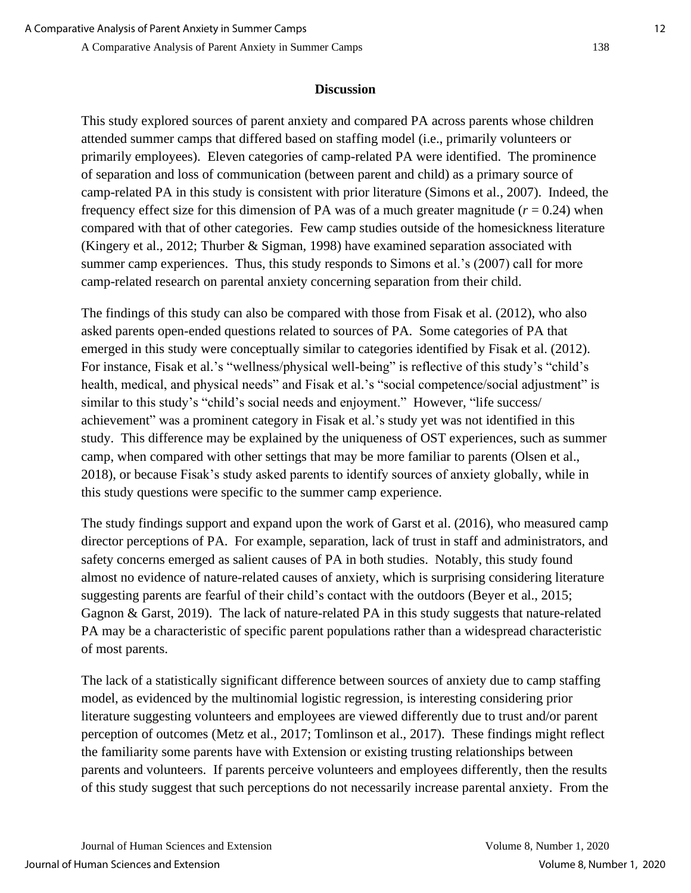## Discussion

This study explored sources of parent anxiety and compared PA across parents whose children attended summer camps that differed based on staffing model (i.e., primarily volunteers or primarily employees). Eleven categories of camp-related PA were identified. The prominence of separation and loss of communication (between parent and child) as a primary source of camp-related PA in this study is consistent with prior literature (Simons et al., 2007). Indeed, the frequency effect size for this dimension of PA was of a much greater magnitude ($r$ = 0.24) when compared with that of other categories. Few camp studies outside of the homesickness literature (Kingery et al., 2012; Thurber & Sigman, 1998) have examined separation associated with summer camp experiences. Thus, this study responds to Simons et al.'s (2007) call for more camp-related research on parental anxiety concerning separation from their child.

The findings of this study can also be compared with those from Fisak et al. (2012), who also asked parents open-ended questions related to sources of PA. Some categories of PA that emerged in this study were conceptually similar to categories identified by Fisak et al. (2012). For instance, Fisak et al.'s "wellness/physical well-being" is reflective of this study's "child's health, medical, and physical needs" and Fisak et al.'s "social competence/social adjustment" is similar to this study's "child's social needs and enjoyment." However, "life success/ achievement" was a prominent category in Fisak et al.'s study yet was not identified in this study. This difference may be explained by the uniqueness of OST experiences, such as summer camp, when compared with other settings that may be more familiar to parents (Olsen et al., 2018), or because Fisak's study asked parents to identify sources of anxiety globally, while in this study questions were specific to the summer camp experience.

The study findings support and expand upon the work of Garst et al. (2016), who measured camp director perceptions of PA. For example, separation, lack of trust in staff and administrators, and safety concerns emerged as salient causes of PA in both studies. Notably, this study found almost no evidence of nature-related causes of anxiety, which is surprising considering literature suggesting parents are fearful of their child's contact with the outdoors (Beyer et al., 2015; Gagnon & Garst, 2019). The lack of nature-related PA in this study suggests that nature-related PA may be a characteristic of specific parent populations rather than a widespread characteristic of most parents.

The lack of a statistically significant difference between sources of anxiety due to camp staffing model, as evidenced by the multinomial logistic regression, is interesting considering prior literature suggesting volunteers and employees are viewed differently due to trust and/or parent perception of outcomes (Metz et al., 2017; Tomlinson et al., 2017). These findings might reflect the familiarity some parents have with Extension or existing trusting relationships between parents and volunteers. If parents perceive volunteers and employees differently, then the results of this study suggest that such perceptions do not necessarily increase parental anxiety. From the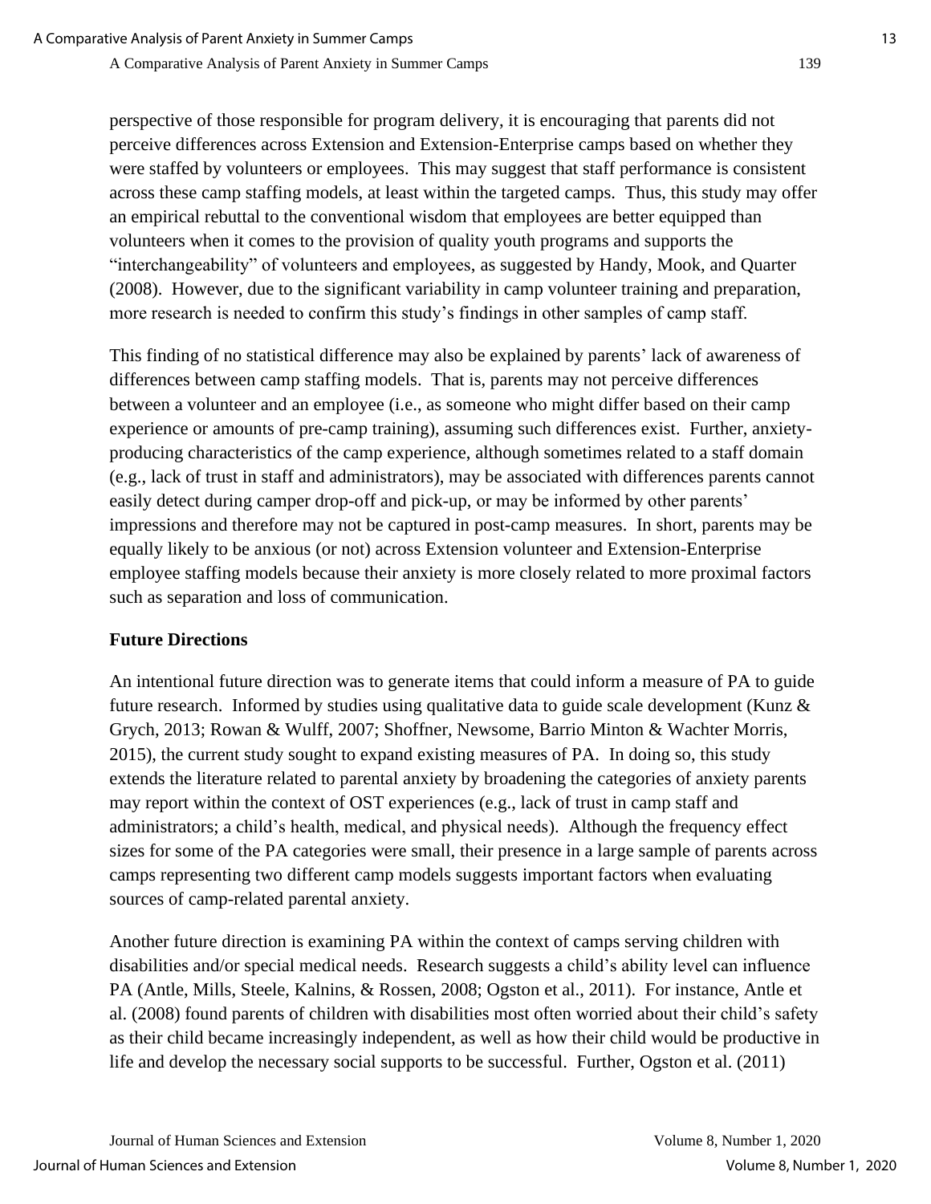perspective of those responsible for program delivery, it is encouraging that parents did not perceive differences across Extension and Extension-Enterprise camps based on whether they were staffed by volunteers or employees. This may suggest that staff performance is consistent across these camp staffing models, at least within the targeted camps. Thus, this study may offer an empirical rebuttal to the conventional wisdom that employees are better equipped than volunteers when it comes to the provision of quality youth programs and supports the "interchangeability" of volunteers and employees, as suggested by Handy, Mook, and Quarter (2008). However, due to the significant variability in camp volunteer training and preparation, more research is needed to confirm this study's findings in other samples of camp staff.

This finding of no statistical difference may also be explained by parents' lack of awareness of differences between camp staffing models. That is, parents may not perceive differences between a volunteer and an employee (i.e., as someone who might differ based on their camp experience or amounts of pre-camp training), assuming such differences exist. Further, anxiety-producing characteristics of the camp experience, although sometimes related to a staff domain (e.g., lack of trust in staff and administrators), may be associated with differences parents cannot easily detect during camper drop-off and pick-up, or may be informed by other parents' impressions and therefore may not be captured in post-camp measures. In short, parents may be equally likely to be anxious (or not) across Extension volunteer and Extension-Enterprise employee staffing models because their anxiety is more closely related to more proximal factors such as separation and loss of communication.

**Future Directions**

An intentional future direction was to generate items that could inform a measure of PA to guide future research. Informed by studies using qualitative data to guide scale development (Kunz & Grych, 2013; Rowan & Wulff, 2007; Shoffner, Newsome, Barrio Minton & Wachter Morris, 2015), the current study sought to expand existing measures of PA. In doing so, this study extends the literature related to parental anxiety by broadening the categories of anxiety parents may report within the context of OST experiences (e.g., lack of trust in camp staff and administrators; a child's health, medical, and physical needs). Although the frequency effect sizes for some of the PA categories were small, their presence in a large sample of parents across camps representing two different camp models suggests important factors when evaluating sources of camp-related parental anxiety.

Another future direction is examining PA within the context of camps serving children with disabilities and/or special medical needs. Research suggests a child's ability level can influence PA (Antle, Mills, Steele, Kalnins, & Rossen, 2008; Ogston et al., 2011). For instance, Antle et al. (2008) found parents of children with disabilities most often worried about their child's safety as their child became increasingly independent, as well as how their child would be productive in life and develop the necessary social supports to be successful. Further, Ogston et al. (2011)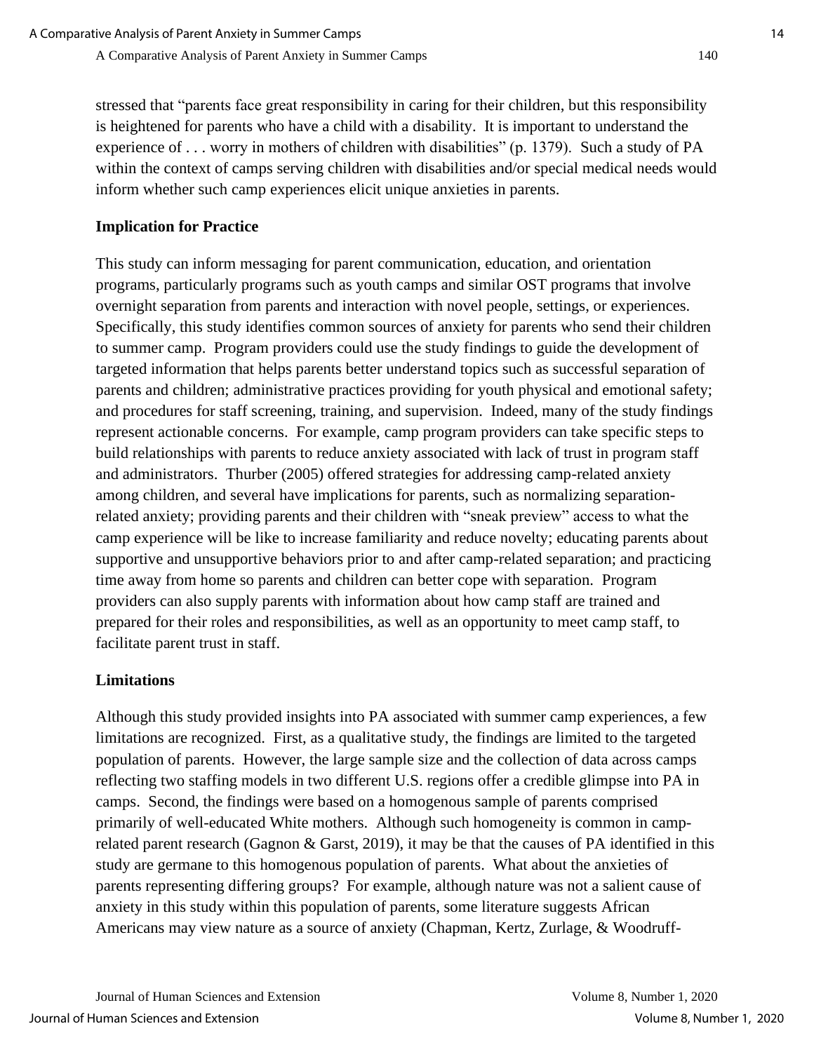stressed that "parents face great responsibility in caring for their children, but this responsibility is heightened for parents who have a child with a disability. It is important to understand the experience of . . . worry in mothers of children with disabilities" (p. 1379). Such a study of PA within the context of camps serving children with disabilities and/or special medical needs would inform whether such camp experiences elicit unique anxieties in parents.

**Implication for Practice**

This study can inform messaging for parent communication, education, and orientation programs, particularly programs such as youth camps and similar OST programs that involve overnight separation from parents and interaction with novel people, settings, or experiences. Specifically, this study identifies common sources of anxiety for parents who send their children to summer camp. Program providers could use the study findings to guide the development of targeted information that helps parents better understand topics such as successful separation of parents and children; administrative practices providing for youth physical and emotional safety; and procedures for staff screening, training, and supervision. Indeed, many of the study findings represent actionable concerns. For example, camp program providers can take specific steps to build relationships with parents to reduce anxiety associated with lack of trust in program staff and administrators. Thurber (2005) offered strategies for addressing camp-related anxiety among children, and several have implications for parents, such as normalizing separation-related anxiety; providing parents and their children with "sneak preview" access to what the camp experience will be like to increase familiarity and reduce novelty; educating parents about supportive and unsupportive behaviors prior to and after camp-related separation; and practicing time away from home so parents and children can better cope with separation. Program providers can also supply parents with information about how camp staff are trained and prepared for their roles and responsibilities, as well as an opportunity to meet camp staff, to facilitate parent trust in staff.

**Limitations**

Although this study provided insights into PA associated with summer camp experiences, a few limitations are recognized. First, as a qualitative study, the findings are limited to the targeted population of parents. However, the large sample size and the collection of data across camps reflecting two staffing models in two different U.S. regions offer a credible glimpse into PA in camps. Second, the findings were based on a homogenous sample of parents comprised primarily of well-educated White mothers. Although such homogeneity is common in camp-related parent research (Gagnon & Garst, 2019), it may be that the causes of PA identified in this study are germane to this homogenous population of parents. What about the anxieties of parents representing differing groups? For example, although nature was not a salient cause of anxiety in this study within this population of parents, some literature suggests African Americans may view nature as a source of anxiety (Chapman, Kertz, Zurlage, & Woodruff-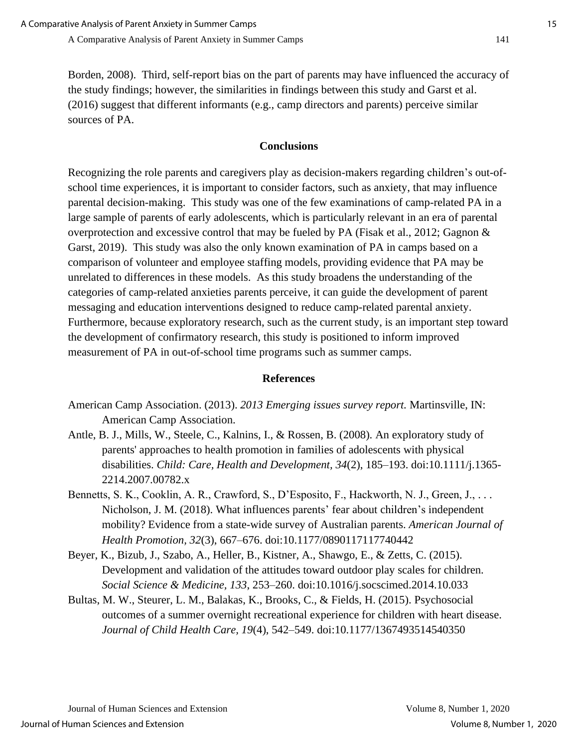Borden, 2008). Third, self-report bias on the part of parents may have influenced the accuracy of the study findings; however, the similarities in findings between this study and Garst et al. (2016) suggest that different informants (e.g., camp directors and parents) perceive similar sources of PA.

## Conclusions

Recognizing the role parents and caregivers play as decision-makers regarding children's out-of-school time experiences, it is important to consider factors, such as anxiety, that may influence parental decision-making. This study was one of the few examinations of camp-related PA in a large sample of parents of early adolescents, which is particularly relevant in an era of parental overprotection and excessive control that may be fueled by PA (Fisak et al., 2012; Gagnon & Garst, 2019). This study was also the only known examination of PA in camps based on a comparison of volunteer and employee staffing models, providing evidence that PA may be unrelated to differences in these models. As this study broadens the understanding of the categories of camp-related anxieties parents perceive, it can guide the development of parent messaging and education interventions designed to reduce camp-related parental anxiety. Furthermore, because exploratory research, such as the current study, is an important step toward the development of confirmatory research, this study is positioned to inform improved measurement of PA in out-of-school time programs such as summer camps.

## References

American Camp Association. (2013). *2013 Emerging issues survey report.* Martinsville, IN: American Camp Association.

Antle, B. J., Mills, W., Steele, C., Kalnins, I., & Rossen, B. (2008). An exploratory study of parents' approaches to health promotion in families of adolescents with physical disabilities. *Child: Care, Health and Development, 34*(2), 185–193. doi:10.1111/j.1365-2214.2007.00782.x

Bennetts, S. K., Cooklin, A. R., Crawford, S., D'Esposito, F., Hackworth, N. J., Green, J., . . . Nicholson, J. M. (2018). What influences parents' fear about children's independent mobility? Evidence from a state-wide survey of Australian parents. *American Journal of Health Promotion, 32*(3), 667–676. doi:10.1177/0890117117740442

Beyer, K., Bizub, J., Szabo, A., Heller, B., Kistner, A., Shawgo, E., & Zetts, C. (2015). Development and validation of the attitudes toward outdoor play scales for children. *Social Science & Medicine, 133*, 253–260. doi:10.1016/j.socscimed.2014.10.033

Bultas, M. W., Steurer, L. M., Balakas, K., Brooks, C., & Fields, H. (2015). Psychosocial outcomes of a summer overnight recreational experience for children with heart disease. *Journal of Child Health Care, 19*(4), 542–549. doi:10.1177/1367493514540350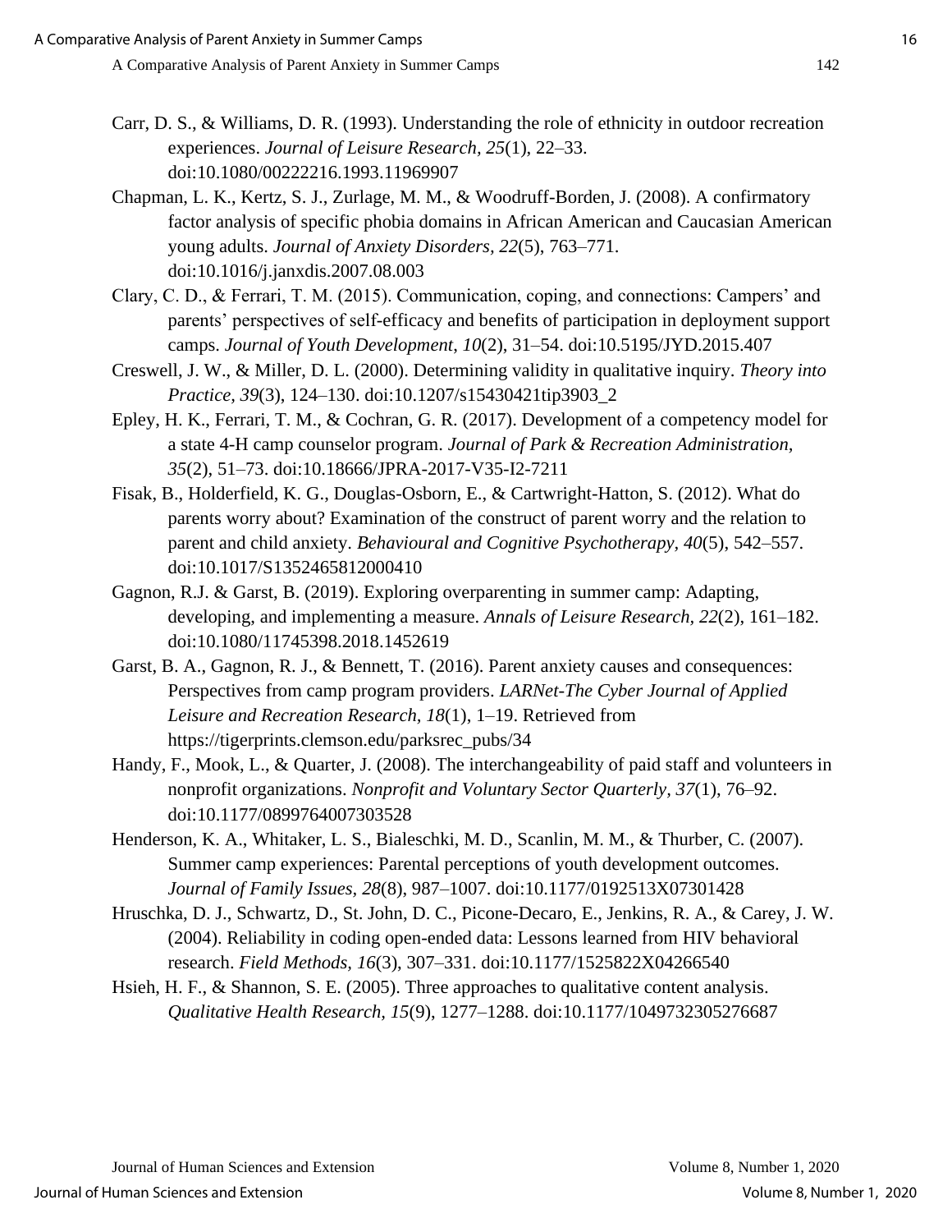Carr, D. S., & Williams, D. R. (1993). Understanding the role of ethnicity in outdoor recreation experiences. *Journal of Leisure Research, 25*(1), 22–33. doi:10.1080/00222216.1993.11969907

Chapman, L. K., Kertz, S. J., Zurlage, M. M., & Woodruff-Borden, J. (2008). A confirmatory factor analysis of specific phobia domains in African American and Caucasian American young adults. *Journal of Anxiety Disorders, 22*(5), 763–771. doi:10.1016/j.janxdis.2007.08.003

Clary, C. D., & Ferrari, T. M. (2015). Communication, coping, and connections: Campers' and parents' perspectives of self-efficacy and benefits of participation in deployment support camps. *Journal of Youth Development*, *10*(2), 31–54. doi:10.5195/JYD.2015.407

Creswell, J. W., & Miller, D. L. (2000). Determining validity in qualitative inquiry. *Theory into Practice, 39*(3), 124–130. doi:10.1207/s15430421tip3903_2

Epley, H. K., Ferrari, T. M., & Cochran, G. R. (2017). Development of a competency model for a state 4-H camp counselor program. *Journal of Park & Recreation Administration, 35*(2), 51–73. doi:10.18666/JPRA-2017-V35-I2-7211

Fisak, B., Holderfield, K. G., Douglas-Osborn, E., & Cartwright-Hatton, S. (2012). What do parents worry about? Examination of the construct of parent worry and the relation to parent and child anxiety. *Behavioural and Cognitive Psychotherapy, 40*(5), 542–557. doi:10.1017/S1352465812000410

Gagnon, R.J. & Garst, B. (2019). Exploring overparenting in summer camp: Adapting, developing, and implementing a measure. *Annals of Leisure Research, 22*(2), 161–182. doi:10.1080/11745398.2018.1452619

Garst, B. A., Gagnon, R. J., & Bennett, T. (2016). Parent anxiety causes and consequences: Perspectives from camp program providers. *LARNet-The Cyber Journal of Applied Leisure and Recreation Research, 18*(1), 1–19. Retrieved from https://tigerprints.clemson.edu/parksrec_pubs/34

Handy, F., Mook, L., & Quarter, J. (2008). The interchangeability of paid staff and volunteers in nonprofit organizations. *Nonprofit and Voluntary Sector Quarterly, 37*(1), 76–92. doi:10.1177/0899764007303528

Henderson, K. A., Whitaker, L. S., Bialeschki, M. D., Scanlin, M. M., & Thurber, C. (2007). Summer camp experiences: Parental perceptions of youth development outcomes. *Journal of Family Issues, 28*(8), 987–1007. doi:10.1177/0192513X07301428

Hruschka, D. J., Schwartz, D., St. John, D. C., Picone-Decaro, E., Jenkins, R. A., & Carey, J. W. (2004). Reliability in coding open-ended data: Lessons learned from HIV behavioral research. *Field Methods, 16*(3), 307–331. doi:10.1177/1525822X04266540

Hsieh, H. F., & Shannon, S. E. (2005). Three approaches to qualitative content analysis. *Qualitative Health Research, 15*(9), 1277–1288. doi:10.1177/1049732305276687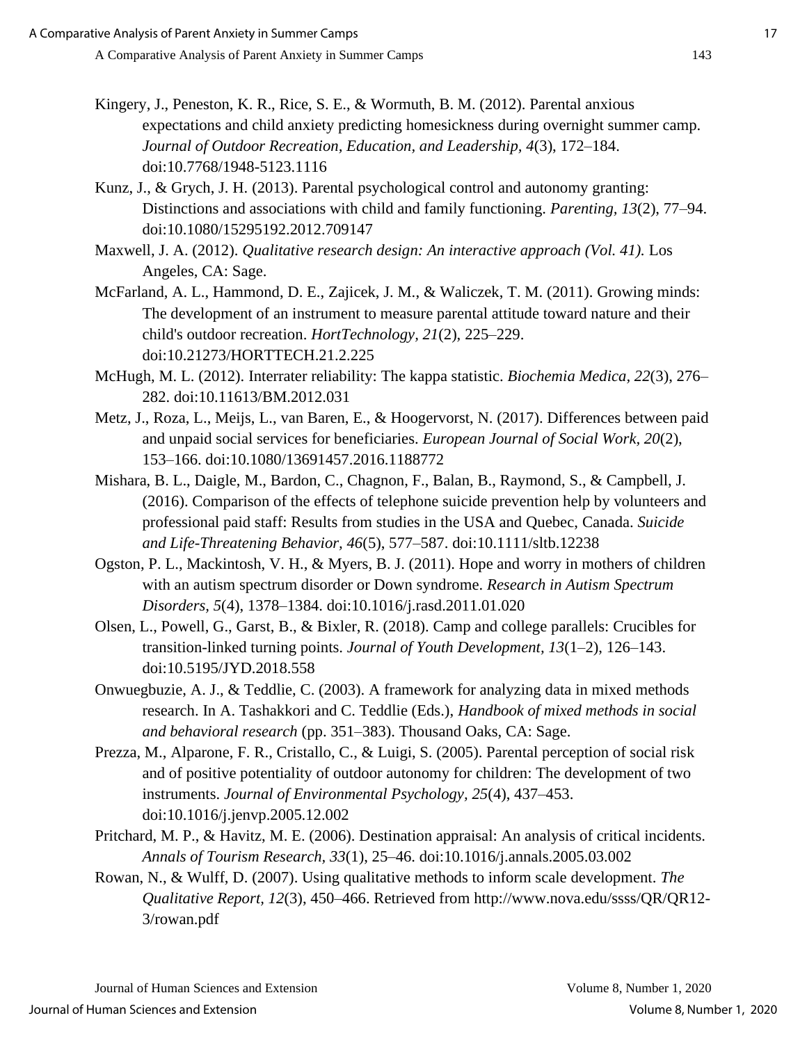Kingery, J., Peneston, K. R., Rice, S. E., & Wormuth, B. M. (2012). Parental anxious expectations and child anxiety predicting homesickness during overnight summer camp. *Journal of Outdoor Recreation, Education, and Leadership, 4*(3), 172–184. doi:10.7768/1948-5123.1116

Kunz, J., & Grych, J. H. (2013). Parental psychological control and autonomy granting: Distinctions and associations with child and family functioning. *Parenting, 13*(2), 77–94. doi:10.1080/15295192.2012.709147

Maxwell, J. A. (2012). *Qualitative research design: An interactive approach (Vol. 41).* Los Angeles, CA: Sage.

McFarland, A. L., Hammond, D. E., Zajicek, J. M., & Waliczek, T. M. (2011). Growing minds: The development of an instrument to measure parental attitude toward nature and their child's outdoor recreation. *HortTechnology, 21*(2), 225–229. doi:10.21273/HORTTECH.21.2.225

McHugh, M. L. (2012). Interrater reliability: The kappa statistic. *Biochemia Medica, 22*(3), 276–282. doi:10.11613/BM.2012.031

Metz, J., Roza, L., Meijs, L., van Baren, E., & Hoogervorst, N. (2017). Differences between paid and unpaid social services for beneficiaries. *European Journal of Social Work, 20*(2), 153–166. doi:10.1080/13691457.2016.1188772

Mishara, B. L., Daigle, M., Bardon, C., Chagnon, F., Balan, B., Raymond, S., & Campbell, J. (2016). Comparison of the effects of telephone suicide prevention help by volunteers and professional paid staff: Results from studies in the USA and Quebec, Canada. *Suicide and Life-Threatening Behavior, 46*(5), 577–587. doi:10.1111/sltb.12238

Ogston, P. L., Mackintosh, V. H., & Myers, B. J. (2011). Hope and worry in mothers of children with an autism spectrum disorder or Down syndrome. *Research in Autism Spectrum Disorders, 5*(4), 1378–1384. doi:10.1016/j.rasd.2011.01.020

Olsen, L., Powell, G., Garst, B., & Bixler, R. (2018). Camp and college parallels: Crucibles for transition-linked turning points. *Journal of Youth Development, 13*(1–2), 126–143. doi:10.5195/JYD.2018.558

Onwuegbuzie, A. J., & Teddlie, C. (2003). A framework for analyzing data in mixed methods research. In A. Tashakkori and C. Teddlie (Eds.), *Handbook of mixed methods in social and behavioral research* (pp. 351–383). Thousand Oaks, CA: Sage.

Prezza, M., Alparone, F. R., Cristallo, C., & Luigi, S. (2005). Parental perception of social risk and of positive potentiality of outdoor autonomy for children: The development of two instruments. *Journal of Environmental Psychology, 25*(4), 437–453. doi:10.1016/j.jenvp.2005.12.002

Pritchard, M. P., & Havitz, M. E. (2006). Destination appraisal: An analysis of critical incidents. *Annals of Tourism Research, 33*(1), 25–46. doi:10.1016/j.annals.2005.03.002

Rowan, N., & Wulff, D. (2007). Using qualitative methods to inform scale development. *The Qualitative Report, 12*(3), 450–466. Retrieved from http://www.nova.edu/ssss/QR/QR12-3/rowan.pdf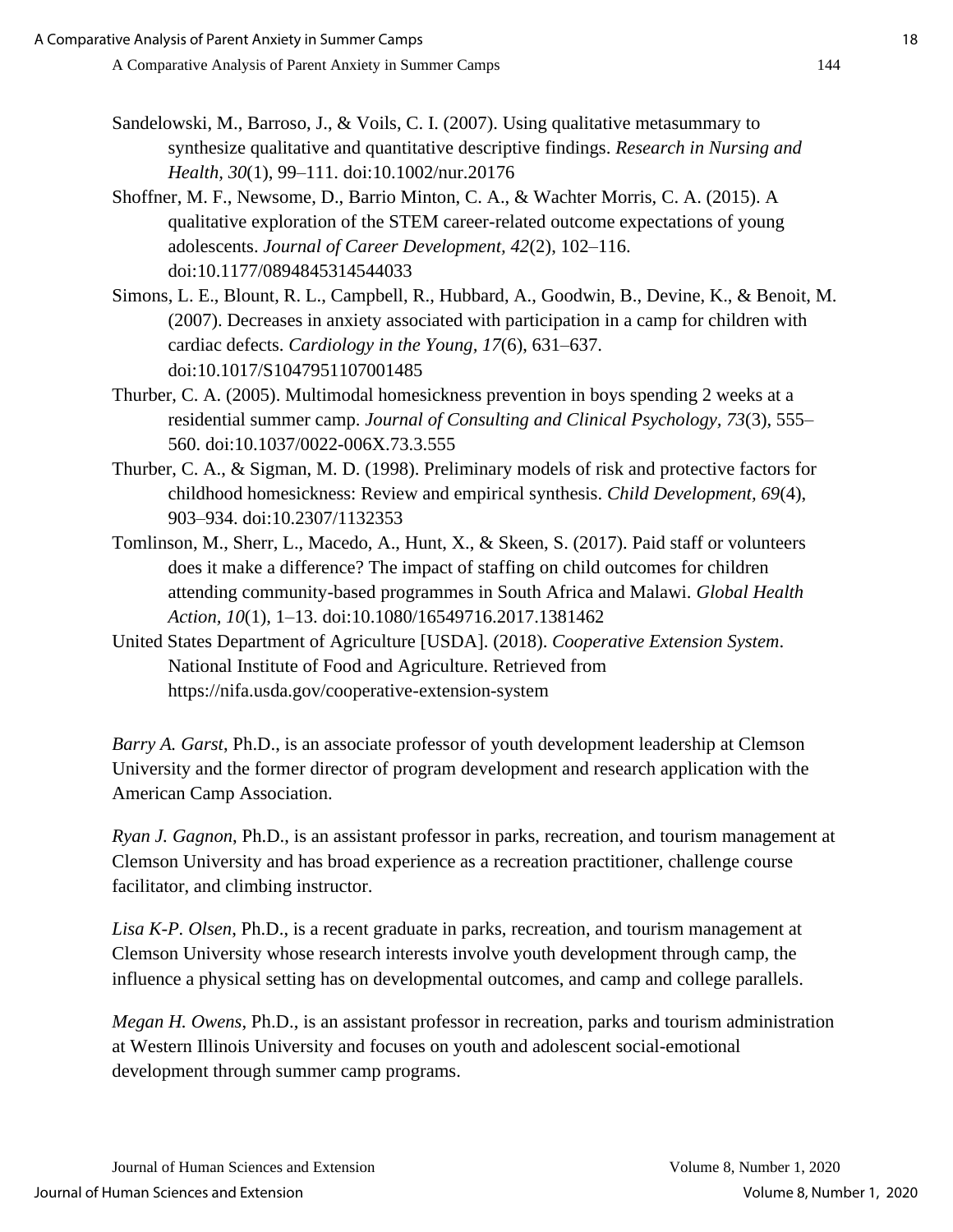Sandelowski, M., Barroso, J., & Voils, C. I. (2007). Using qualitative metasummary to synthesize qualitative and quantitative descriptive findings. *Research in Nursing and Health, 30*(1), 99–111. doi:10.1002/nur.20176

Shoffner, M. F., Newsome, D., Barrio Minton, C. A., & Wachter Morris, C. A. (2015). A qualitative exploration of the STEM career-related outcome expectations of young adolescents. *Journal of Career Development, 42*(2), 102–116. doi:10.1177/0894845314544033

Simons, L. E., Blount, R. L., Campbell, R., Hubbard, A., Goodwin, B., Devine, K., & Benoit, M. (2007). Decreases in anxiety associated with participation in a camp for children with cardiac defects. *Cardiology in the Young, 17*(6), 631–637. doi:10.1017/S1047951107001485

Thurber, C. A. (2005). Multimodal homesickness prevention in boys spending 2 weeks at a residential summer camp. *Journal of Consulting and Clinical Psychology, 73*(3), 555–560. doi:10.1037/0022-006X.73.3.555

Thurber, C. A., & Sigman, M. D. (1998). Preliminary models of risk and protective factors for childhood homesickness: Review and empirical synthesis. *Child Development, 69*(4), 903–934. doi:10.2307/1132353

Tomlinson, M., Sherr, L., Macedo, A., Hunt, X., & Skeen, S. (2017). Paid staff or volunteers does it make a difference? The impact of staffing on child outcomes for children attending community-based programmes in South Africa and Malawi. *Global Health Action, 10*(1), 1–13. doi:10.1080/16549716.2017.1381462

United States Department of Agriculture [USDA]. (2018). *Cooperative Extension System*. National Institute of Food and Agriculture. Retrieved from https://nifa.usda.gov/cooperative-extension-system

*Barry A. Garst*, Ph.D., is an associate professor of youth development leadership at Clemson University and the former director of program development and research application with the American Camp Association.

*Ryan J. Gagnon*, Ph.D., is an assistant professor in parks, recreation, and tourism management at Clemson University and has broad experience as a recreation practitioner, challenge course facilitator, and climbing instructor.

*Lisa K-P. Olsen*, Ph.D., is a recent graduate in parks, recreation, and tourism management at Clemson University whose research interests involve youth development through camp, the influence a physical setting has on developmental outcomes, and camp and college parallels.

*Megan H. Owens*, Ph.D., is an assistant professor in recreation, parks and tourism administration at Western Illinois University and focuses on youth and adolescent social-emotional development through summer camp programs.